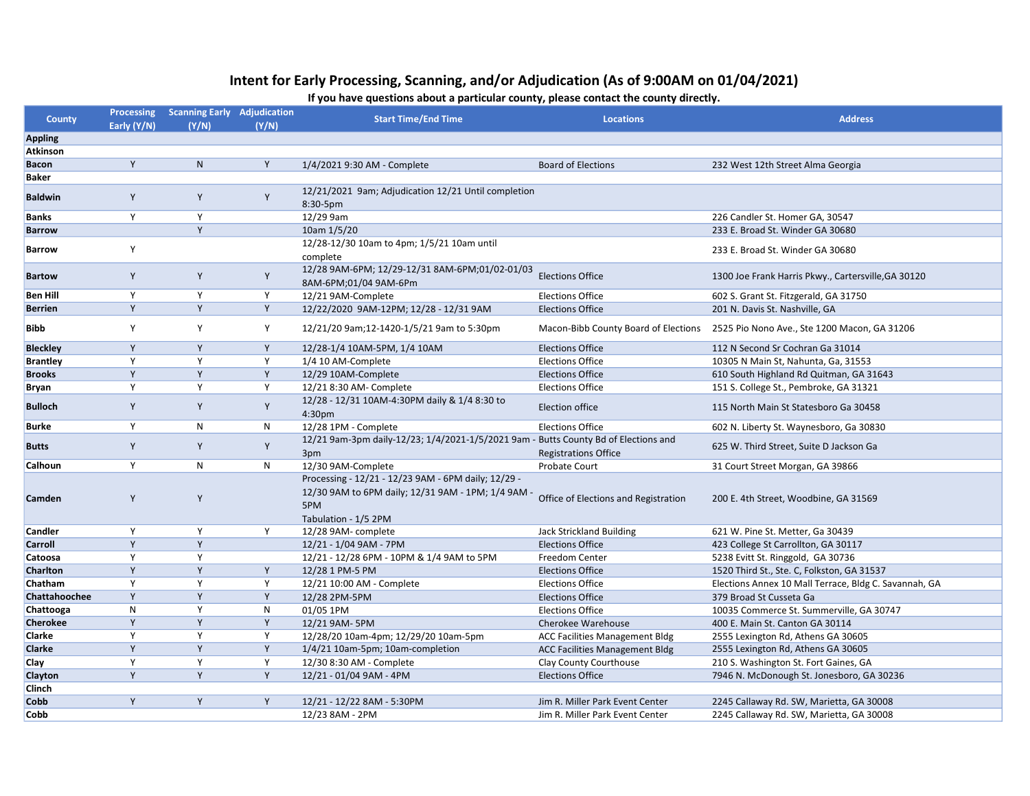# Intent for Early Processing, Scanning, and/or Adjudication (As of 9:00AM on 01/04/2021)

**If you have questions about a particular county, please contact the county directly.**

| County | Processing Early (Y/N) | Scanning Early (Y/N) | Adjudication (Y/N) | Start Time/End Time | Locations | Address |
|---|---|---|---|---|---|---|
| Appling | | | | | | |
| Atkinson | | | | | | |
| Bacon | Y | N | Y | 1/4/2021 9:30 AM - Complete | Board of Elections | 232 West 12th Street Alma Georgia |
| Baker | | | | | | |
| Baldwin | Y | Y | Y | 12/21/2021 9am; Adjudication 12/21 Until completion 8:30-5pm | | |
| Banks | Y | Y | | 12/29 9am | | 226 Candler St. Homer GA, 30547 |
| Barrow | | Y | | 10am 1/5/20 | | 233 E. Broad St. Winder GA 30680 |
| Barrow | Y | | | 12/28-12/30 10am to 4pm; 1/5/21 10am until complete | | 233 E. Broad St. Winder GA 30680 |
| Bartow | Y | Y | Y | 12/28 9AM-6PM; 12/29-12/31 8AM-6PM;01/02-01/03 8AM-6PM;01/04 9AM-6Pm | Elections Office | 1300 Joe Frank Harris Pkwy., Cartersville,GA 30120 |
| Ben Hill | Y | Y | Y | 12/21 9AM-Complete | Elections Office | 602 S. Grant St. Fitzgerald, GA 31750 |
| Berrien | Y | Y | Y | 12/22/2020 9AM-12PM; 12/28 - 12/31 9AM | Elections Office | 201 N. Davis St. Nashville, GA |
| Bibb | Y | Y | Y | 12/21/20 9am;12-1420-1/5/21 9am to 5:30pm | Macon-Bibb County Board of Elections | 2525 Pio Nono Ave., Ste 1200 Macon, GA 31206 |
| Bleckley | Y | Y | Y | 12/28-1/4 10AM-5PM, 1/4 10AM | Elections Office | 112 N Second Sr Cochran Ga 31014 |
| Brantley | Y | Y | Y | 1/4 10 AM-Complete | Elections Office | 10305 N Main St, Nahunta, Ga, 31553 |
| Brooks | Y | Y | Y | 12/29 10AM-Complete | Elections Office | 610 South Highland Rd Quitman, GA 31643 |
| Bryan | Y | Y | Y | 12/21 8:30 AM- Complete | Elections Office | 151 S. College St., Pembroke, GA 31321 |
| Bulloch | Y | Y | Y | 12/28 - 12/31 10AM-4:30PM daily & 1/4 8:30 to 4:30pm | Election office | 115 North Main St Statesboro Ga 30458 |
| Burke | Y | N | N | 12/28 1PM - Complete | Elections Office | 602 N. Liberty St. Waynesboro, Ga 30830 |
| Butts | Y | Y | Y | 12/21 9am-3pm daily-12/23; 1/4/2021-1/5/2021 9am - 3pm | Butts County Bd of Elections and Registrations Office | 625 W. Third Street, Suite D Jackson Ga |
| Calhoun | Y | N | N | 12/30 9AM-Complete | Probate Court | 31 Court Street Morgan, GA 39866 |
| Camden | Y | Y | | Processing - 12/21 - 12/23 9AM - 6PM daily; 12/29 - 12/30 9AM to 6PM daily; 12/31 9AM - 1PM; 1/4 9AM - 5PM Tabulation - 1/5 2PM | Office of Elections and Registration | 200 E. 4th Street, Woodbine, GA 31569 |
| Candler | Y | Y | Y | 12/28 9AM- complete | Jack Strickland Building | 621 W. Pine St. Metter, Ga 30439 |
| Carroll | Y | Y | | 12/21 - 1/04 9AM - 7PM | Elections Office | 423 College St Carrollton, GA 30117 |
| Catoosa | Y | Y | | 12/21 - 12/28 6PM - 10PM & 1/4 9AM to 5PM | Freedom Center | 5238 Evitt St. Ringgold, GA 30736 |
| Charlton | Y | Y | Y | 12/28 1 PM-5 PM | Elections Office | 1520 Third St., Ste. C, Folkston, GA 31537 |
| Chatham | Y | Y | Y | 12/21 10:00 AM - Complete | Elections Office | Elections Annex 10 Mall Terrace, Bldg C. Savannah, GA |
| Chattahoochee | Y | Y | Y | 12/28 2PM-5PM | Elections Office | 379 Broad St Cusseta Ga |
| Chattooga | N | Y | N | 01/05 1PM | Elections Office | 10035 Commerce St. Summerville, GA 30747 |
| Cherokee | Y | Y | Y | 12/21 9AM- 5PM | Cherokee Warehouse | 400 E. Main St. Canton GA 30114 |
| Clarke | Y | Y | Y | 12/28/20 10am-4pm; 12/29/20 10am-5pm | ACC Facilities Management Bldg | 2555 Lexington Rd, Athens GA 30605 |
| Clarke | Y | Y | Y | 1/4/21 10am-5pm; 10am-completion | ACC Facilities Management Bldg | 2555 Lexington Rd, Athens GA 30605 |
| Clay | Y | Y | Y | 12/30 8:30 AM - Complete | Clay County Courthouse | 210 S. Washington St. Fort Gaines, GA |
| Clayton | Y | Y | Y | 12/21 - 01/04 9AM - 4PM | Elections Office | 7946 N. McDonough St. Jonesboro, GA 30236 |
| Clinch | | | | | | |
| Cobb | Y | Y | Y | 12/21 - 12/22 8AM - 5:30PM | Jim R. Miller Park Event Center | 2245 Callaway Rd. SW, Marietta, GA 30008 |
| Cobb | | | | 12/23 8AM - 2PM | Jim R. Miller Park Event Center | 2245 Callaway Rd. SW, Marietta, GA 30008 |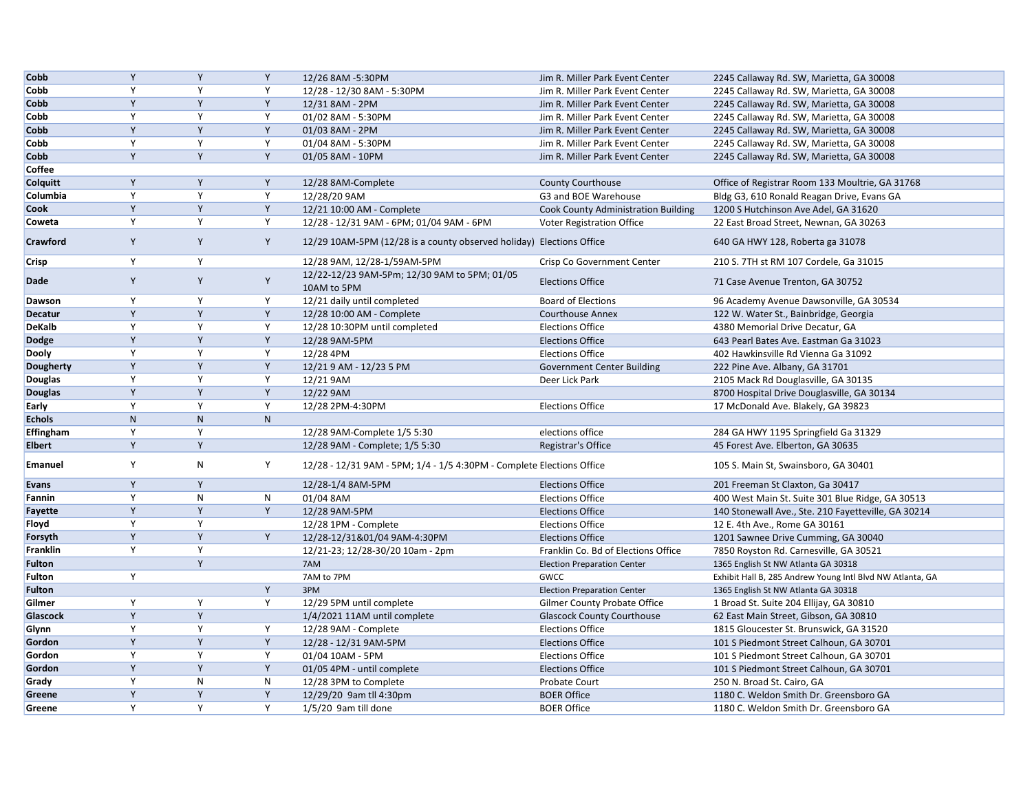| | | | | | | |
|---|---|---|---|---|---|---|
| **Cobb** | Y | Y | Y | 12/26 8AM -5:30PM | Jim R. Miller Park Event Center | 2245 Callaway Rd. SW, Marietta, GA 30008 |
| **Cobb** | Y | Y | Y | 12/28 - 12/30 8AM - 5:30PM | Jim R. Miller Park Event Center | 2245 Callaway Rd. SW, Marietta, GA 30008 |
| **Cobb** | Y | Y | Y | 12/31 8AM - 2PM | Jim R. Miller Park Event Center | 2245 Callaway Rd. SW, Marietta, GA 30008 |
| **Cobb** | Y | Y | Y | 01/02 8AM - 5:30PM | Jim R. Miller Park Event Center | 2245 Callaway Rd. SW, Marietta, GA 30008 |
| **Cobb** | Y | Y | Y | 01/03 8AM - 2PM | Jim R. Miller Park Event Center | 2245 Callaway Rd. SW, Marietta, GA 30008 |
| **Cobb** | Y | Y | Y | 01/04 8AM - 5:30PM | Jim R. Miller Park Event Center | 2245 Callaway Rd. SW, Marietta, GA 30008 |
| **Cobb** | Y | Y | Y | 01/05 8AM - 10PM | Jim R. Miller Park Event Center | 2245 Callaway Rd. SW, Marietta, GA 30008 |
| **Coffee** | | | | | | |
| **Colquitt** | Y | Y | Y | 12/28 8AM-Complete | County Courthouse | Office of Registrar Room 133 Moultrie, GA 31768 |
| **Columbia** | Y | Y | Y | 12/28/20 9AM | G3 and BOE Warehouse | Bldg G3, 610 Ronald Reagan Drive, Evans GA |
| **Cook** | Y | Y | Y | 12/21 10:00 AM - Complete | Cook County Administration Building | 1200 S Hutchinson Ave Adel, GA 31620 |
| **Coweta** | Y | Y | Y | 12/28 - 12/31 9AM - 6PM; 01/04 9AM - 6PM | Voter Registration Office | 22 East Broad Street, Newnan, GA 30263 |
| **Crawford** | Y | Y | Y | 12/29 10AM-5PM (12/28 is a county observed holiday) | Elections Office | 640 GA HWY 128, Roberta ga 31078 |
| **Crisp** | Y | Y | | 12/28 9AM, 12/28-1/59AM-5PM | Crisp Co Government Center | 210 S. 7TH st RM 107 Cordele, Ga 31015 |
| **Dade** | Y | Y | Y | 12/22-12/23 9AM-5Pm; 12/30 9AM to 5PM; 01/05 10AM to 5PM | Elections Office | 71 Case Avenue Trenton, GA 30752 |
| **Dawson** | Y | Y | Y | 12/21 daily until completed | Board of Elections | 96 Academy Avenue Dawsonville, GA 30534 |
| **Decatur** | Y | Y | Y | 12/28 10:00 AM - Complete | Courthouse Annex | 122 W. Water St., Bainbridge, Georgia |
| **DeKalb** | Y | Y | Y | 12/28 10:30PM until completed | Elections Office | 4380 Memorial Drive Decatur, GA |
| **Dodge** | Y | Y | Y | 12/28 9AM-5PM | Elections Office | 643 Pearl Bates Ave. Eastman Ga 31023 |
| **Dooly** | Y | Y | Y | 12/28 4PM | Elections Office | 402 Hawkinsville Rd Vienna Ga 31092 |
| **Dougherty** | Y | Y | Y | 12/21 9 AM - 12/23 5 PM | Government Center Building | 222 Pine Ave. Albany, GA 31701 |
| **Douglas** | Y | Y | Y | 12/21 9AM | Deer Lick Park | 2105 Mack Rd Douglasville, GA 30135 |
| **Douglas** | Y | Y | Y | 12/22 9AM | | 8700 Hospital Drive Douglasville, GA 30134 |
| **Early** | Y | Y | Y | 12/28 2PM-4:30PM | Elections Office | 17 McDonald Ave. Blakely, GA 39823 |
| **Echols** | N | N | N | | | |
| **Effingham** | Y | Y | | 12/28 9AM-Complete 1/5 5:30 | elections office | 284 GA HWY 1195 Springfield Ga 31329 |
| **Elbert** | Y | Y | | 12/28 9AM - Complete; 1/5 5:30 | Registrar's Office | 45 Forest Ave. Elberton, GA 30635 |
| **Emanuel** | Y | N | Y | 12/28 - 12/31 9AM - 5PM; 1/4 - 1/5 4:30PM - Complete | Elections Office | 105 S. Main St, Swainsboro, GA 30401 |
| **Evans** | Y | Y | | 12/28-1/4 8AM-5PM | Elections Office | 201 Freeman St Claxton, Ga 30417 |
| **Fannin** | Y | N | N | 01/04 8AM | Elections Office | 400 West Main St. Suite 301 Blue Ridge, GA 30513 |
| **Fayette** | Y | Y | Y | 12/28 9AM-5PM | Elections Office | 140 Stonewall Ave., Ste. 210 Fayetteville, GA 30214 |
| **Floyd** | Y | Y | | 12/28 1PM - Complete | Elections Office | 12 E. 4th Ave., Rome GA 30161 |
| **Forsyth** | Y | Y | Y | 12/28-12/31&01/04 9AM-4:30PM | Elections Office | 1201 Sawnee Drive Cumming, GA 30040 |
| **Franklin** | Y | Y | | 12/21-23; 12/28-30/20 10am - 2pm | Franklin Co. Bd of Elections Office | 7850 Royston Rd. Carnesville, GA 30521 |
| **Fulton** | | Y | | 7AM | Election Preparation Center | 1365 English St NW Atlanta GA 30318 |
| **Fulton** | Y | | | 7AM to 7PM | GWCC | Exhibit Hall B, 285 Andrew Young Intl Blvd NW Atlanta, GA |
| **Fulton** | | | Y | 3PM | Election Preparation Center | 1365 English St NW Atlanta GA 30318 |
| **Gilmer** | Y | Y | Y | 12/29 5PM until complete | Gilmer County Probate Office | 1 Broad St. Suite 204 Ellijay, GA 30810 |
| **Glascock** | Y | Y | | 1/4/2021 11AM until complete | Glascock County Courthouse | 62 East Main Street, Gibson, GA 30810 |
| **Glynn** | Y | Y | Y | 12/28 9AM - Complete | Elections Office | 1815 Gloucester St. Brunswick, GA 31520 |
| **Gordon** | Y | Y | Y | 12/28 - 12/31 9AM-5PM | Elections Office | 101 S Piedmont Street Calhoun, GA 30701 |
| **Gordon** | Y | Y | Y | 01/04 10AM - 5PM | Elections Office | 101 S Piedmont Street Calhoun, GA 30701 |
| **Gordon** | Y | Y | Y | 01/05 4PM - until complete | Elections Office | 101 S Piedmont Street Calhoun, GA 30701 |
| **Grady** | Y | N | N | 12/28 3PM to Complete | Probate Court | 250 N. Broad St. Cairo, GA |
| **Greene** | Y | Y | Y | 12/29/20 9am tll 4:30pm | BOER Office | 1180 C. Weldon Smith Dr. Greensboro GA |
| **Greene** | Y | Y | Y | 1/5/20 9am till done | BOER Office | 1180 C. Weldon Smith Dr. Greensboro GA |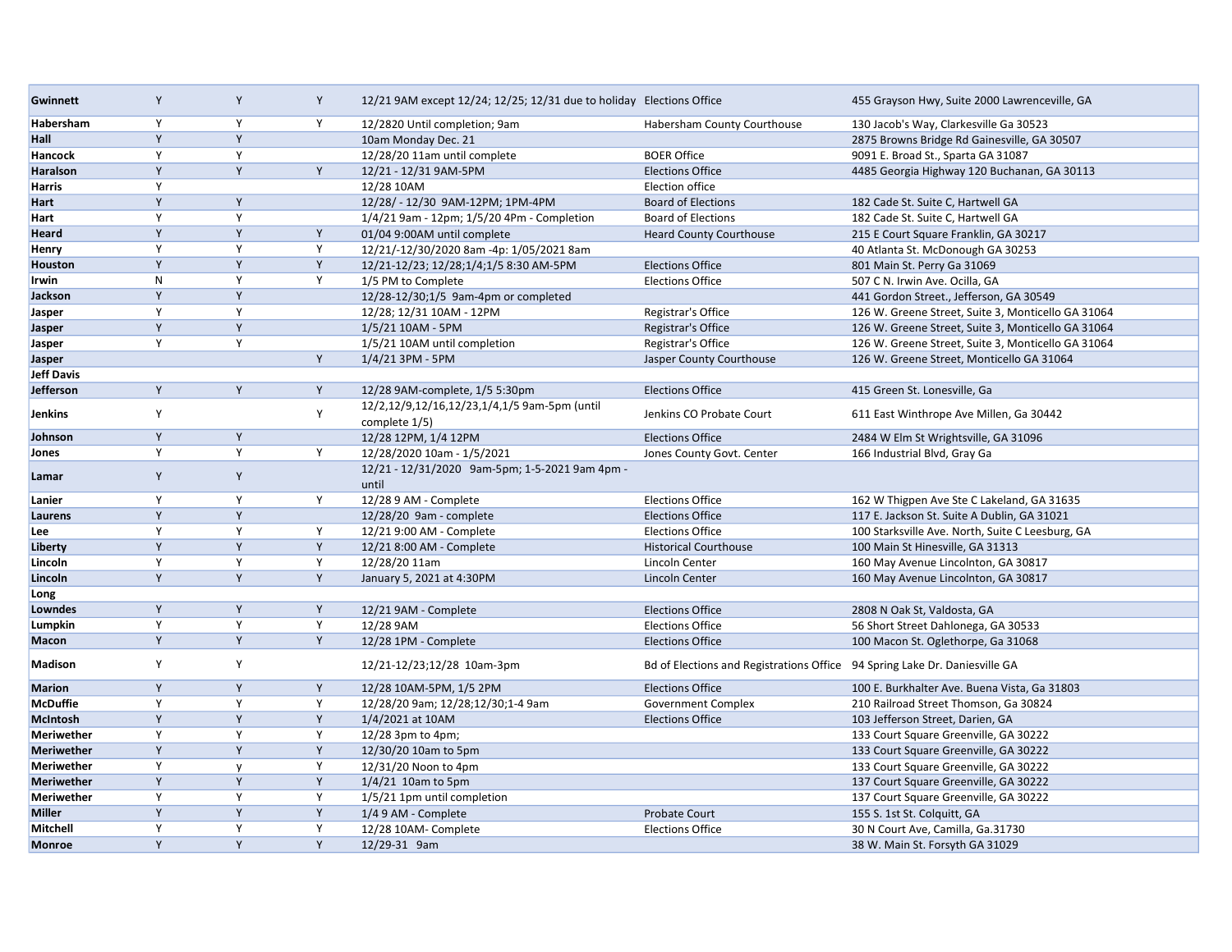| | | | | | | |
|---|---|---|---|---|---|---|
| **Gwinnett** | Y | Y | Y | 12/21 9AM except 12/24; 12/25; 12/31 due to holiday | Elections Office | 455 Grayson Hwy, Suite 2000 Lawrenceville, GA |
| **Habersham** | Y | Y | Y | 12/2820 Until completion; 9am | Habersham County Courthouse | 130 Jacob's Way, Clarkesville Ga 30523 |
| **Hall** | Y | Y | | 10am Monday Dec. 21 | | 2875 Browns Bridge Rd Gainesville, GA 30507 |
| **Hancock** | Y | Y | | 12/28/20 11am until complete | BOER Office | 9091 E. Broad St., Sparta GA 31087 |
| **Haralson** | Y | Y | Y | 12/21 - 12/31 9AM-5PM | Elections Office | 4485 Georgia Highway 120 Buchanan, GA 30113 |
| **Harris** | Y | | | 12/28 10AM | Election office | |
| **Hart** | Y | Y | | 12/28/ - 12/30 9AM-12PM; 1PM-4PM | Board of Elections | 182 Cade St. Suite C, Hartwell GA |
| **Hart** | Y | Y | | 1/4/21 9am - 12pm; 1/5/20 4pm - Completion | Board of Elections | 182 Cade St. Suite C, Hartwell GA |
| **Heard** | Y | Y | Y | 01/04 9:00AM until complete | Heard County Courthouse | 215 E Court Square Franklin, GA 30217 |
| **Henry** | Y | Y | Y | 12/21/-12/30/2020 8am -4p: 1/05/2021 8am | | 40 Atlanta St. McDonough GA 30253 |
| **Houston** | Y | Y | Y | 12/21-12/23; 12/28;1/4;1/5 8:30 AM-5PM | Elections Office | 801 Main St. Perry Ga 31069 |
| **Irwin** | N | Y | Y | 1/5 PM to Complete | Elections Office | 507 C N. Irwin Ave. Ocilla, GA |
| **Jackson** | Y | Y | | 12/28-12/30;1/5 9am-4pm or completed | | 441 Gordon Street., Jefferson, GA 30549 |
| **Jasper** | Y | Y | | 12/28; 12/31 10AM - 12PM | Registrar's Office | 126 W. Greene Street, Suite 3, Monticello GA 31064 |
| **Jasper** | Y | Y | | 1/5/21 10AM - 5PM | Registrar's Office | 126 W. Greene Street, Suite 3, Monticello GA 31064 |
| **Jasper** | Y | Y | | 1/5/21 10AM until completion | Registrar's Office | 126 W. Greene Street, Suite 3, Monticello GA 31064 |
| **Jasper** | | | Y | 1/4/21 3PM - 5PM | Jasper County Courthouse | 126 W. Greene Street, Monticello GA 31064 |
| **Jeff Davis** | | | | | | |
| **Jefferson** | Y | Y | Y | 12/28 9AM-complete, 1/5 5:30pm | Elections Office | 415 Green St. Lonesville, Ga |
| **Jenkins** | Y | | Y | 12/2,12/9,12/16,12/23,1/4,1/5 9am-5pm (until complete 1/5) | Jenkins CO Probate Court | 611 East Winthrope Ave Millen, Ga 30442 |
| **Johnson** | Y | Y | | 12/28 12PM, 1/4 12PM | Elections Office | 2484 W Elm St Wrightsville, GA 31096 |
| **Jones** | Y | Y | Y | 12/28/2020 10am - 1/5/2021 | Jones County Govt. Center | 166 Industrial Blvd, Gray Ga |
| **Lamar** | Y | Y | | 12/21 - 12/31/2020 9am-5pm; 1-5-2021 9am 4pm - until | | |
| **Lanier** | Y | Y | Y | 12/28 9 AM - Complete | Elections Office | 162 W Thigpen Ave Ste C Lakeland, GA 31635 |
| **Laurens** | Y | Y | | 12/28/20 9am - complete | Elections Office | 117 E. Jackson St. Suite A Dublin, GA 31021 |
| **Lee** | Y | Y | Y | 12/21 9:00 AM - Complete | Elections Office | 100 Starksville Ave. North, Suite C Leesburg, GA |
| **Liberty** | Y | Y | Y | 12/21 8:00 AM - Complete | Historical Courthouse | 100 Main St Hinesville, GA 31313 |
| **Lincoln** | Y | Y | Y | 12/28/20 11am | Lincoln Center | 160 May Avenue Lincolnton, GA 30817 |
| **Lincoln** | Y | Y | Y | January 5, 2021 at 4:30PM | Lincoln Center | 160 May Avenue Lincolnton, GA 30817 |
| **Long** | | | | | | |
| **Lowndes** | Y | Y | Y | 12/21 9AM - Complete | Elections Office | 2808 N Oak St, Valdosta, GA |
| **Lumpkin** | Y | Y | Y | 12/28 9AM | Elections Office | 56 Short Street Dahlonega, GA 30533 |
| **Macon** | Y | Y | Y | 12/28 1PM - Complete | Elections Office | 100 Macon St. Oglethorpe, Ga 31068 |
| **Madison** | Y | Y | | 12/21-12/23;12/28 10am-3pm | Bd of Elections and Registrations Office | 94 Spring Lake Dr. Daniesville GA |
| **Marion** | Y | Y | Y | 12/28 10AM-5PM, 1/5 2PM | Elections Office | 100 E. Burkhalter Ave. Buena Vista, Ga 31803 |
| **McDuffie** | Y | Y | Y | 12/28/20 9am; 12/28;12/30;1-4 9am | Government Complex | 210 Railroad Street Thomson, Ga 30824 |
| **McIntosh** | Y | Y | Y | 1/4/2021 at 10AM | Elections Office | 103 Jefferson Street, Darien, GA |
| **Meriwether** | Y | Y | Y | 12/28 3pm to 4pm; | | 133 Court Square Greenville, GA 30222 |
| **Meriwether** | Y | Y | Y | 12/30/20 10am to 5pm | | 133 Court Square Greenville, GA 30222 |
| **Meriwether** | Y | y | Y | 12/31/20 Noon to 4pm | | 133 Court Square Greenville, GA 30222 |
| **Meriwether** | Y | Y | Y | 1/4/21 10am to 5pm | | 137 Court Square Greenville, GA 30222 |
| **Meriwether** | Y | Y | Y | 1/5/21 1pm until completion | | 137 Court Square Greenville, GA 30222 |
| **Miller** | Y | Y | Y | 1/4 9 AM - Complete | Probate Court | 155 S. 1st St. Colquitt, GA |
| **Mitchell** | Y | Y | Y | 12/28 10AM- Complete | Elections Office | 30 N Court Ave, Camilla, Ga.31730 |
| **Monroe** | Y | Y | Y | 12/29-31 9am | | 38 W. Main St. Forsyth GA 31029 |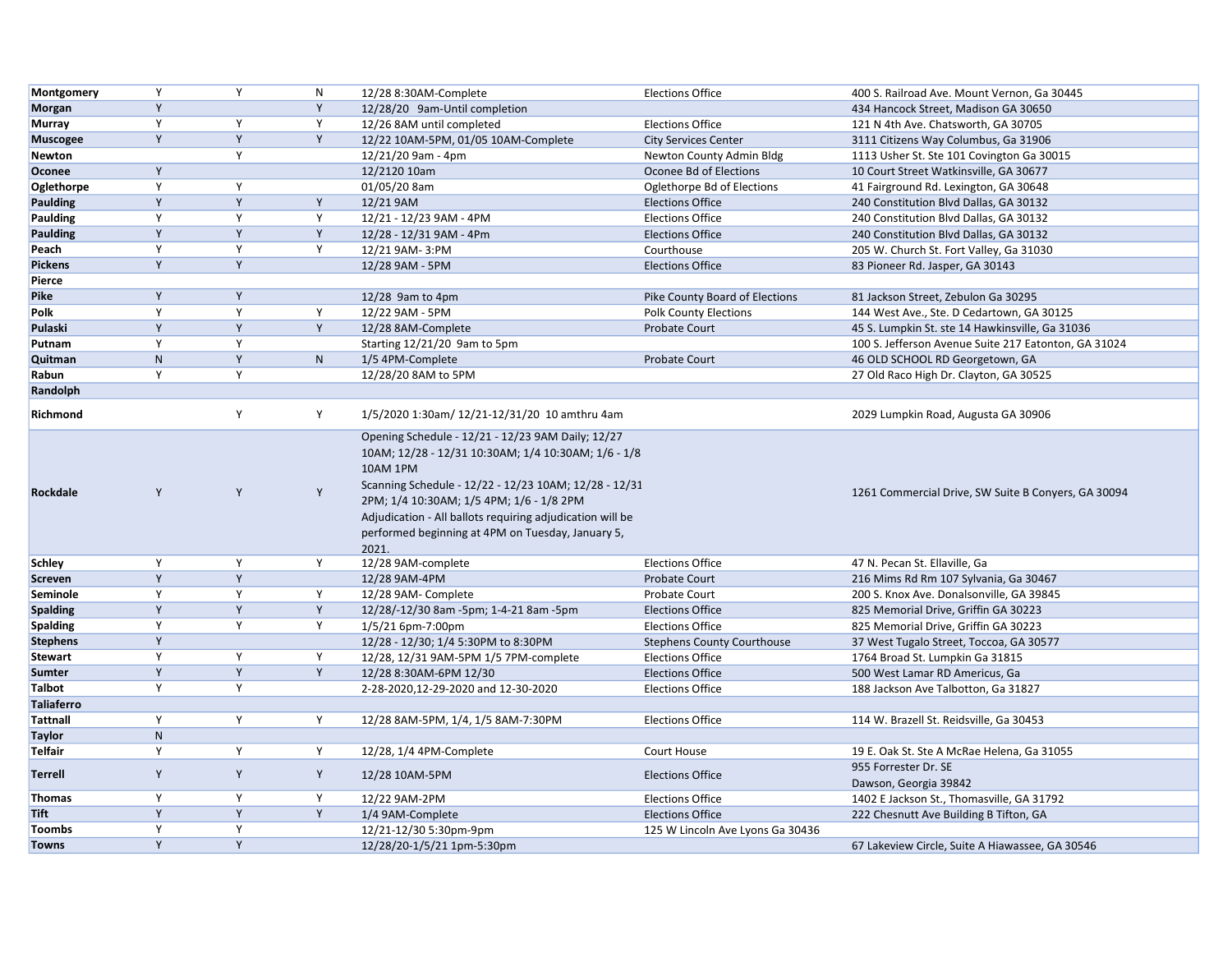| | | | | | | |
|---|---|---|---|---|---|---|
| **Montgomery** | Y | Y | N | 12/28 8:30AM-Complete | Elections Office | 400 S. Railroad Ave. Mount Vernon, Ga 30445 |
| **Morgan** | Y | | Y | 12/28/20 9am-Until completion | | 434 Hancock Street, Madison GA 30650 |
| **Murray** | Y | Y | Y | 12/26 8AM until completed | Elections Office | 121 N 4th Ave. Chatsworth, GA 30705 |
| **Muscogee** | Y | Y | Y | 12/22 10AM-5PM, 01/05 10AM-Complete | City Services Center | 3111 Citizens Way Columbus, Ga 31906 |
| **Newton** | | Y | | 12/21/20 9am - 4pm | Newton County Admin Bldg | 1113 Usher St. Ste 101 Covington Ga 30015 |
| **Oconee** | Y | | | 12/2120 10am | Oconee Bd of Elections | 10 Court Street Watkinsville, GA 30677 |
| **Oglethorpe** | Y | Y | | 01/05/20 8am | Oglethorpe Bd of Elections | 41 Fairground Rd. Lexington, GA 30648 |
| **Paulding** | Y | Y | Y | 12/21 9AM | Elections Office | 240 Constitution Blvd Dallas, GA 30132 |
| **Paulding** | Y | Y | Y | 12/21 - 12/23 9AM - 4PM | Elections Office | 240 Constitution Blvd Dallas, GA 30132 |
| **Paulding** | Y | Y | Y | 12/28 - 12/31 9AM - 4Pm | Elections Office | 240 Constitution Blvd Dallas, GA 30132 |
| **Peach** | Y | Y | Y | 12/21 9AM- 3:PM | Courthouse | 205 W. Church St. Fort Valley, Ga 31030 |
| **Pickens** | Y | Y | | 12/28 9AM - 5PM | Elections Office | 83 Pioneer Rd. Jasper, GA 30143 |
| **Pierce** | | | | | | |
| **Pike** | Y | Y | | 12/28 9am to 4pm | Pike County Board of Elections | 81 Jackson Street, Zebulon Ga 30295 |
| **Polk** | Y | Y | Y | 12/22 9AM - 5PM | Polk County Elections | 144 West Ave., Ste. D Cedartown, GA 30125 |
| **Pulaski** | Y | Y | Y | 12/28 8AM-Complete | Probate Court | 45 S. Lumpkin St. ste 14 Hawkinsville, Ga 31036 |
| **Putnam** | Y | Y | | Starting 12/21/20 9am to 5pm | | 100 S. Jefferson Avenue Suite 217 Eatonton, GA 31024 |
| **Quitman** | N | Y | N | 1/5 4PM-Complete | Probate Court | 46 OLD SCHOOL RD Georgetown, GA |
| **Rabun** | Y | Y | | 12/28/20 8AM to 5PM | | 27 Old Raco High Dr. Clayton, GA 30525 |
| **Randolph** | | | | | | |
| **Richmond** | | Y | Y | 1/5/2020 1:30am/ 12/21-12/31/20 10 amthru 4am | | 2029 Lumpkin Road, Augusta GA 30906 |
| **Rockdale** | Y | Y | Y | Opening Schedule - 12/21 - 12/23 9AM Daily; 12/27 10AM; 12/28 - 12/31 10:30AM; 1/4 10:30AM; 1/6 - 1/8 10AM 1PM<br>Scanning Schedule - 12/22 - 12/23 10AM; 12/28 - 12/31 2PM; 1/4 10:30AM; 1/5 4PM; 1/6 - 1/8 2PM<br>Adjudication - All ballots requiring adjudication will be performed beginning at 4PM on Tuesday, January 5, 2021. | | 1261 Commercial Drive, SW Suite B Conyers, GA 30094 |
| **Schley** | Y | Y | Y | 12/28 9AM-complete | Elections Office | 47 N. Pecan St. Ellaville, Ga |
| **Screven** | Y | Y | | 12/28 9AM-4PM | Probate Court | 216 Mims Rd Rm 107 Sylvania, Ga 30467 |
| **Seminole** | Y | Y | Y | 12/28 9AM- Complete | Probate Court | 200 S. Knox Ave. Donalsonville, GA 39845 |
| **Spalding** | Y | Y | Y | 12/28/-12/30 8am -5pm; 1-4-21 8am -5pm | Elections Office | 825 Memorial Drive, Griffin GA 30223 |
| **Spalding** | Y | Y | Y | 1/5/21 6pm-7:00pm | Elections Office | 825 Memorial Drive, Griffin GA 30223 |
| **Stephens** | Y | | | 12/28 - 12/30; 1/4 5:30PM to 8:30PM | Stephens County Courthouse | 37 West Tugalo Street, Toccoa, GA 30577 |
| **Stewart** | Y | Y | Y | 12/28, 12/31 9AM-5PM 1/5 7PM-complete | Elections Office | 1764 Broad St. Lumpkin Ga 31815 |
| **Sumter** | Y | Y | Y | 12/28 8:30AM-6PM 12/30 | Elections Office | 500 West Lamar RD Americus, Ga |
| **Talbot** | Y | Y | | 2-28-2020,12-29-2020 and 12-30-2020 | Elections Office | 188 Jackson Ave Talbotton, Ga 31827 |
| **Taliaferro** | | | | | | |
| **Tattnall** | Y | Y | Y | 12/28 8AM-5PM, 1/4, 1/5 8AM-7:30PM | Elections Office | 114 W. Brazell St. Reidsville, Ga 30453 |
| **Taylor** | N | | | | | |
| **Telfair** | Y | Y | Y | 12/28, 1/4 4PM-Complete | Court House | 19 E. Oak St. Ste A McRae Helena, Ga 31055 |
| **Terrell** | Y | Y | Y | 12/28 10AM-5PM | Elections Office | 955 Forrester Dr. SE<br>Dawson, Georgia 39842 |
| **Thomas** | Y | Y | Y | 12/22 9AM-2PM | Elections Office | 1402 E Jackson St., Thomasville, GA 31792 |
| **Tift** | Y | Y | Y | 1/4 9AM-Complete | Elections Office | 222 Chesnutt Ave Building B Tifton, GA |
| **Toombs** | Y | Y | | 12/21-12/30 5:30pm-9pm | 125 W Lincoln Ave Lyons Ga 30436 | |
| **Towns** | Y | Y | | 12/28/20-1/5/21 1pm-5:30pm | | 67 Lakeview Circle, Suite A Hiawassee, GA 30546 |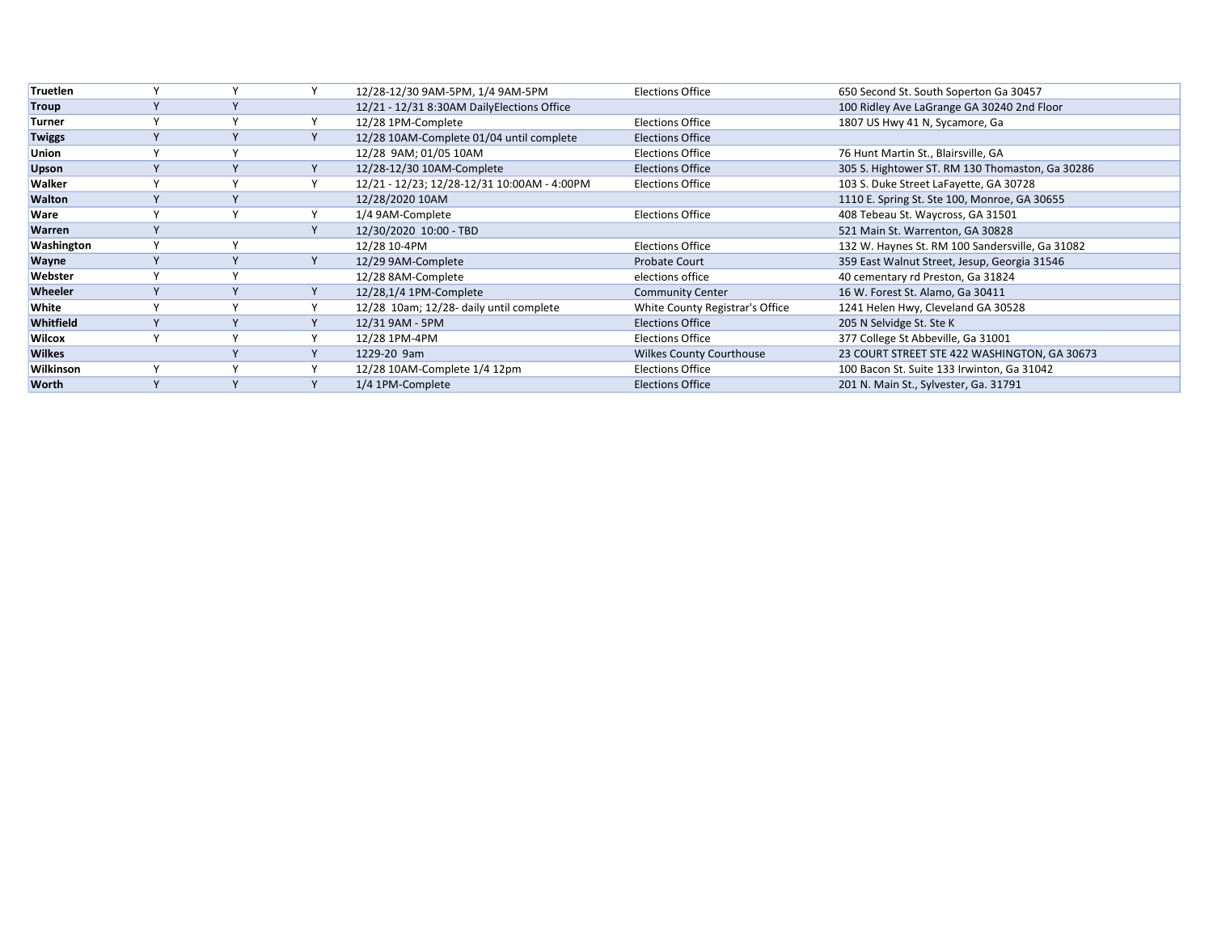| | | | | | | |
|---|---|---|---|---|---|---|
| **Truetlen** | Y | Y | Y | 12/28-12/30 9AM-5PM, 1/4 9AM-5PM | Elections Office | 650 Second St. South Soperton Ga 30457 |
| **Troup** | Y | Y | | 12/21 - 12/31 8:30AM DailyElections Office | | 100 Ridley Ave LaGrange GA 30240 2nd Floor |
| **Turner** | Y | Y | Y | 12/28 1PM-Complete | Elections Office | 1807 US Hwy 41 N, Sycamore, Ga |
| **Twiggs** | Y | Y | Y | 12/28 10AM-Complete 01/04 until complete | Elections Office | |
| **Union** | Y | Y | | 12/28 9AM; 01/05 10AM | Elections Office | 76 Hunt Martin St., Blairsville, GA |
| **Upson** | Y | Y | Y | 12/28-12/30 10AM-Complete | Elections Office | 305 S. Hightower ST. RM 130 Thomaston, Ga 30286 |
| **Walker** | Y | Y | Y | 12/21 - 12/23; 12/28-12/31 10:00AM - 4:00PM | Elections Office | 103 S. Duke Street LaFayette, GA 30728 |
| **Walton** | Y | Y | | 12/28/2020 10AM | | 1110 E. Spring St. Ste 100, Monroe, GA 30655 |
| **Ware** | Y | Y | Y | 1/4 9AM-Complete | Elections Office | 408 Tebeau St. Waycross, GA 31501 |
| **Warren** | Y | | Y | 12/30/2020 10:00 - TBD | | 521 Main St. Warrenton, GA 30828 |
| **Washington** | Y | Y | | 12/28 10-4PM | Elections Office | 132 W. Haynes St. RM 100 Sandersville, Ga 31082 |
| **Wayne** | Y | Y | Y | 12/29 9AM-Complete | Probate Court | 359 East Walnut Street, Jesup, Georgia 31546 |
| **Webster** | Y | Y | | 12/28 8AM-Complete | elections office | 40 cementary rd Preston, Ga 31824 |
| **Wheeler** | Y | Y | Y | 12/28,1/4 1PM-Complete | Community Center | 16 W. Forest St. Alamo, Ga 30411 |
| **White** | Y | Y | Y | 12/28 10am; 12/28- daily until complete | White County Registrar's Office | 1241 Helen Hwy, Cleveland GA 30528 |
| **Whitfield** | Y | Y | Y | 12/31 9AM - 5PM | Elections Office | 205 N Selvidge St. Ste K |
| **Wilcox** | Y | Y | Y | 12/28 1PM-4PM | Elections Office | 377 College St Abbeville, Ga 31001 |
| **Wilkes** | | Y | Y | 1229-20 9am | Wilkes County Courthouse | 23 COURT STREET STE 422 WASHINGTON, GA 30673 |
| **Wilkinson** | Y | Y | Y | 12/28 10AM-Complete 1/4 12pm | Elections Office | 100 Bacon St. Suite 133 Irwinton, Ga 31042 |
| **Worth** | Y | Y | Y | 1/4 1PM-Complete | Elections Office | 201 N. Main St., Sylvester, Ga. 31791 |